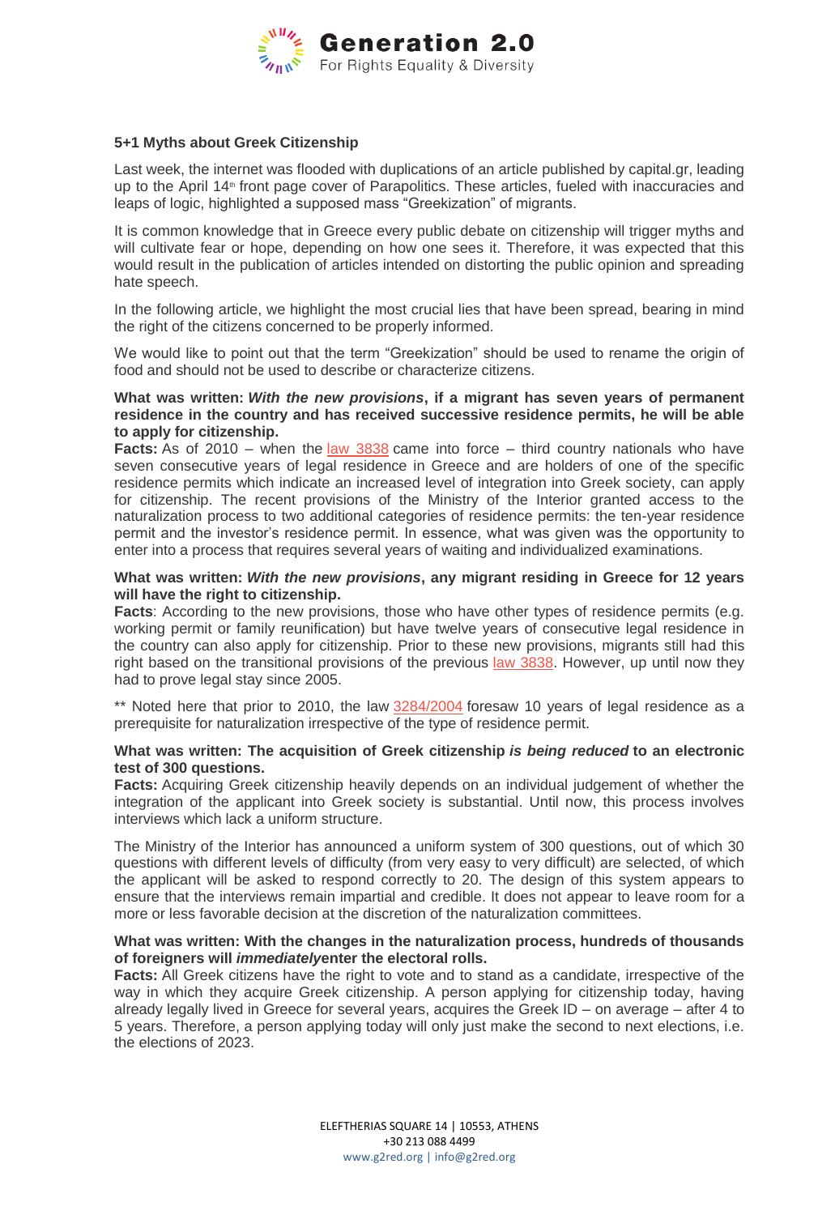Generation 2.0
For Rights Equality & Diversity

### 5+1 Myths about Greek Citizenship

Last week, the internet was flooded with duplications of an article published by capital.gr, leading up to the April 14th front page cover of Parapolitics. These articles, fueled with inaccuracies and leaps of logic, highlighted a supposed mass "Greekization" of migrants.

It is common knowledge that in Greece every public debate on citizenship will trigger myths and will cultivate fear or hope, depending on how one sees it. Therefore, it was expected that this would result in the publication of articles intended on distorting the public opinion and spreading hate speech.

In the following article, we highlight the most crucial lies that have been spread, bearing in mind the right of the citizens concerned to be properly informed.

We would like to point out that the term "Greekization" should be used to rename the origin of food and should not be used to describe or characterize citizens.

**What was written: *With the new provisions*, if a migrant has seven years of permanent residence in the country and has received successive residence permits, he will be able to apply for citizenship.**
**Facts:** As of 2010 – when the law 3838 came into force – third country nationals who have seven consecutive years of legal residence in Greece and are holders of one of the specific residence permits which indicate an increased level of integration into Greek society, can apply for citizenship. The recent provisions of the Ministry of the Interior granted access to the naturalization process to two additional categories of residence permits: the ten-year residence permit and the investor's residence permit. In essence, what was given was the opportunity to enter into a process that requires several years of waiting and individualized examinations.

**What was written: *With the new provisions*, any migrant residing in Greece for 12 years will have the right to citizenship.**
**Facts**: According to the new provisions, those who have other types of residence permits (e.g. working permit or family reunification) but have twelve years of consecutive legal residence in the country can also apply for citizenship. Prior to these new provisions, migrants still had this right based on the transitional provisions of the previous law 3838. However, up until now they had to prove legal stay since 2005.

** Noted here that prior to 2010, the law 3284/2004 foresaw 10 years of legal residence as a prerequisite for naturalization irrespective of the type of residence permit.

**What was written: The acquisition of Greek citizenship *is being reduced* to an electronic test of 300 questions.**
**Facts:** Acquiring Greek citizenship heavily depends on an individual judgement of whether the integration of the applicant into Greek society is substantial. Until now, this process involves interviews which lack a uniform structure.

The Ministry of the Interior has announced a uniform system of 300 questions, out of which 30 questions with different levels of difficulty (from very easy to very difficult) are selected, of which the applicant will be asked to respond correctly to 20. The design of this system appears to ensure that the interviews remain impartial and credible. It does not appear to leave room for a more or less favorable decision at the discretion of the naturalization committees.

**What was written: With the changes in the naturalization process, hundreds of thousands of foreigners will *immediately* enter the electoral rolls.**
**Facts:** All Greek citizens have the right to vote and to stand as a candidate, irrespective of the way in which they acquire Greek citizenship. A person applying for citizenship today, having already legally lived in Greece for several years, acquires the Greek ID – on average – after 4 to 5 years. Therefore, a person applying today will only just make the second to next elections, i.e. the elections of 2023.

ELEFTHERIAS SQUARE 14 | 10553, ATHENS
+30 213 088 4499
www.g2red.org | info@g2red.org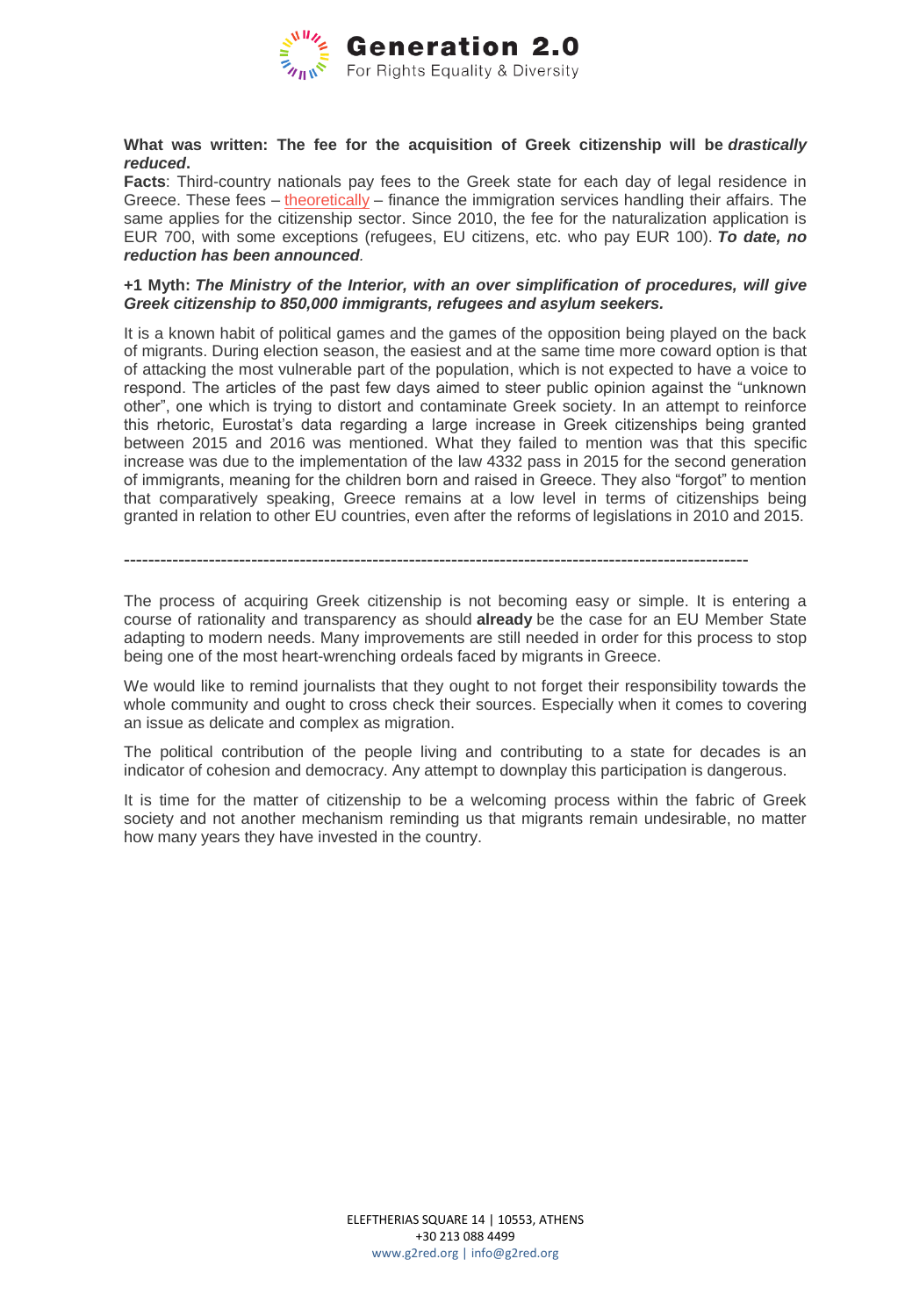**What was written: The fee for the acquisition of Greek citizenship will be *drastically reduced*.**

**Facts**: Third-country nationals pay fees to the Greek state for each day of legal residence in Greece. These fees – theoretically – finance the immigration services handling their affairs. The same applies for the citizenship sector. Since 2010, the fee for the naturalization application is EUR 700, with some exceptions (refugees, EU citizens, etc. who pay EUR 100). ***To date, no reduction has been announced*.**

**+1 Myth: *The Ministry of the Interior, with an over simplification of procedures, will give Greek citizenship to 850,000 immigrants, refugees and asylum seekers.***

It is a known habit of political games and the games of the opposition being played on the back of migrants. During election season, the easiest and at the same time more coward option is that of attacking the most vulnerable part of the population, which is not expected to have a voice to respond. The articles of the past few days aimed to steer public opinion against the "unknown other", one which is trying to distort and contaminate Greek society. In an attempt to reinforce this rhetoric, Eurostat's data regarding a large increase in Greek citizenships being granted between 2015 and 2016 was mentioned. What they failed to mention was that this specific increase was due to the implementation of the law 4332 pass in 2015 for the second generation of immigrants, meaning for the children born and raised in Greece. They also "forgot" to mention that comparatively speaking, Greece remains at a low level in terms of citizenships being granted in relation to other EU countries, even after the reforms of legislations in 2010 and 2015.

---

The process of acquiring Greek citizenship is not becoming easy or simple. It is entering a course of rationality and transparency as should **already** be the case for an EU Member State adapting to modern needs. Many improvements are still needed in order for this process to stop being one of the most heart-wrenching ordeals faced by migrants in Greece.

We would like to remind journalists that they ought to not forget their responsibility towards the whole community and ought to cross check their sources. Especially when it comes to covering an issue as delicate and complex as migration.

The political contribution of the people living and contributing to a state for decades is an indicator of cohesion and democracy. Any attempt to downplay this participation is dangerous.

It is time for the matter of citizenship to be a welcoming process within the fabric of Greek society and not another mechanism reminding us that migrants remain undesirable, no matter how many years they have invested in the country.